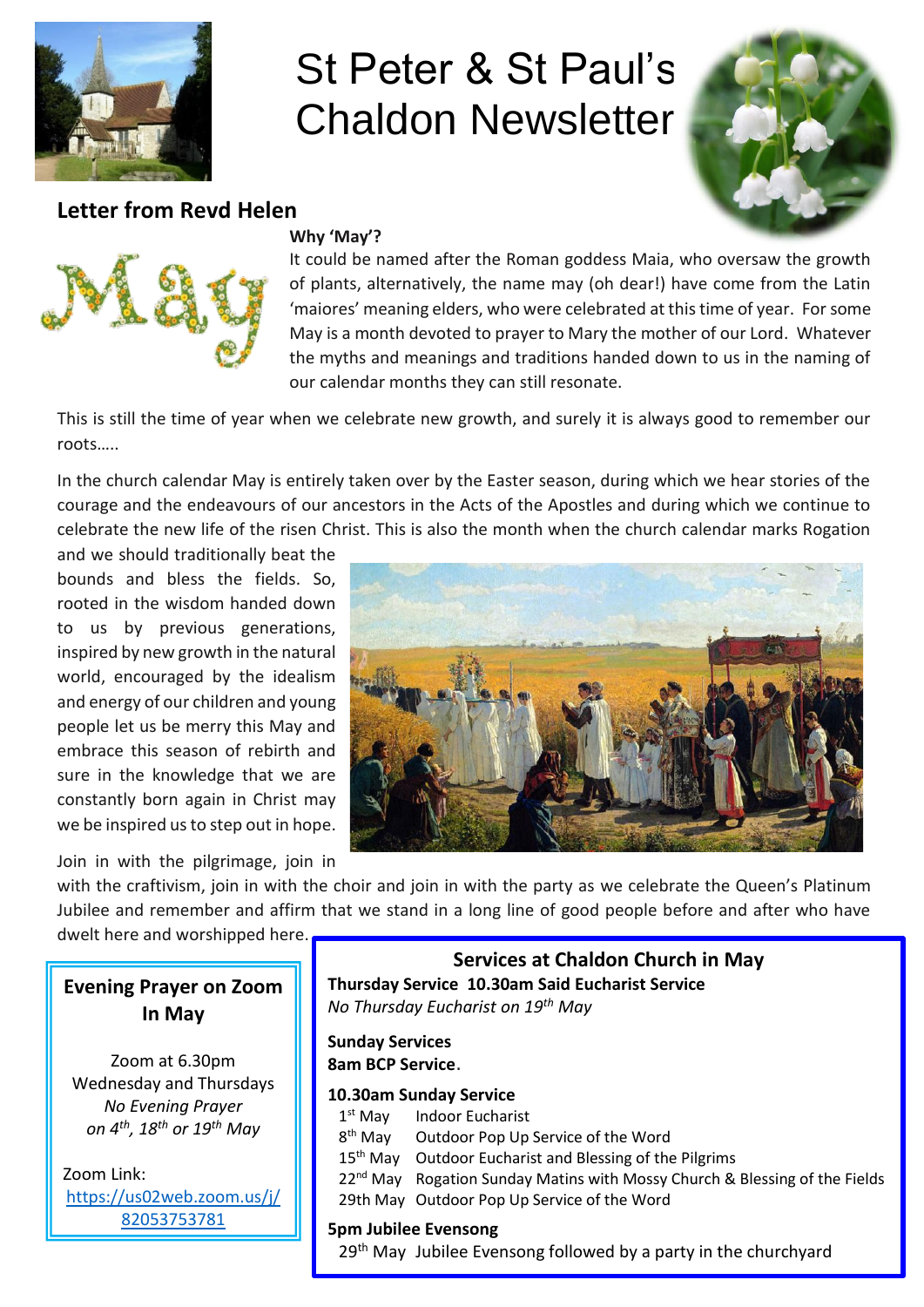# St Peter & St Paul's Chaldon Newsletter

## Letter from Revd Helen

**Why 'May'?**

It could be named after the Roman goddess Maia, who oversaw the growth of plants, alternatively, the name may (oh dear!) have come from the Latin 'maiores' meaning elders, who were celebrated at this time of year. For some May is a month devoted to prayer to Mary the mother of our Lord. Whatever the myths and meanings and traditions handed down to us in the naming of our calendar months they can still resonate.

This is still the time of year when we celebrate new growth, and surely it is always good to remember our roots…..

In the church calendar May is entirely taken over by the Easter season, during which we hear stories of the courage and the endeavours of our ancestors in the Acts of the Apostles and during which we continue to celebrate the new life of the risen Christ. This is also the month when the church calendar marks Rogation and we should traditionally beat the bounds and bless the fields. So, rooted in the wisdom handed down to us by previous generations, inspired by new growth in the natural world, encouraged by the idealism and energy of our children and young people let us be merry this May and embrace this season of rebirth and sure in the knowledge that we are constantly born again in Christ may we be inspired us to step out in hope.

Join in with the pilgrimage, join in with the craftivism, join in with the choir and join in with the party as we celebrate the Queen's Platinum Jubilee and remember and affirm that we stand in a long line of good people before and after who have dwelt here and worshipped here.

### Evening Prayer on Zoom In May

Zoom at 6.30pm
Wednesday and Thursdays
*No Evening Prayer on 4th, 18th or 19th May*

Zoom Link:
https://us02web.zoom.us/j/82053753781

### Services at Chaldon Church in May

**Thursday Service 10.30am Said Eucharist Service**
*No Thursday Eucharist on 19th May*

**Sunday Services**
**8am BCP Service.**

**10.30am Sunday Service**

| | |
|---|---|
| 1st May | Indoor Eucharist |
| 8th May | Outdoor Pop Up Service of the Word |
| 15th May | Outdoor Eucharist and Blessing of the Pilgrims |
| 22nd May | Rogation Sunday Matins with Mossy Church & Blessing of the Fields |
| 29th May | Outdoor Pop Up Service of the Word |

**5pm Jubilee Evensong**

29th May Jubilee Evensong followed by a party in the churchyard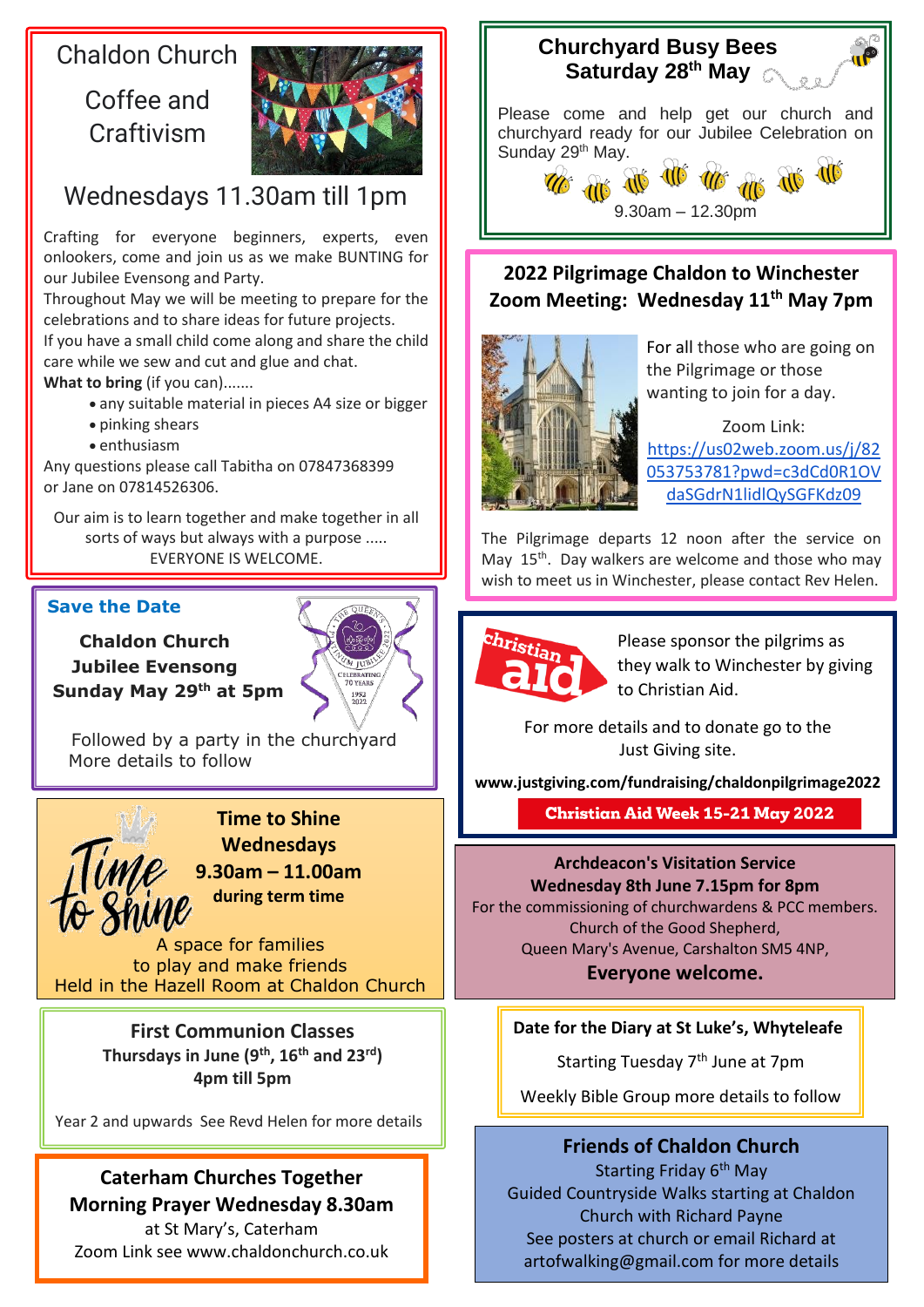# Chaldon Church

## Coffee and Craftivism

### Wednesdays 11.30am till 1pm

Crafting for everyone beginners, experts, even onlookers, come and join us as we make BUNTING for our Jubilee Evensong and Party.

Throughout May we will be meeting to prepare for the celebrations and to share ideas for future projects.

If you have a small child come along and share the child care while we sew and cut and glue and chat.

**What to bring** (if you can).......

- any suitable material in pieces A4 size or bigger
- pinking shears
- enthusiasm

Any questions please call Tabitha on 07847368399 or Jane on 07814526306.

Our aim is to learn together and make together in all sorts of ways but always with a purpose .....
EVERYONE IS WELCOME.

## Save the Date

**Chaldon Church**
**Jubilee Evensong**
**Sunday May 29th at 5pm**

Followed by a party in the churchyard
More details to follow

## Time to Shine

**Wednesdays**
**9.30am – 11.00am**
**during term time**

A space for families
to play and make friends
Held in the Hazell Room at Chaldon Church

## First Communion Classes

**Thursdays in June (9th, 16th and 23rd)**
**4pm till 5pm**

Year 2 and upwards See Revd Helen for more details

## Caterham Churches Together

**Morning Prayer Wednesday 8.30am**

at St Mary's, Caterham
Zoom Link see www.chaldonchurch.co.uk

## Churchyard Busy Bees

**Saturday 28th May**

Please come and help get our church and churchyard ready for our Jubilee Celebration on Sunday 29th May.

9.30am – 12.30pm

## 2022 Pilgrimage Chaldon to Winchester

**Zoom Meeting: Wednesday 11th May 7pm**

For all those who are going on the Pilgrimage or those wanting to join for a day.

Zoom Link:
https://us02web.zoom.us/j/82053753781?pwd=c3dCd0R1OVdaSGdrN1lidlQySGFKdz09

The Pilgrimage departs 12 noon after the service on May 15th. Day walkers are welcome and those who may wish to meet us in Winchester, please contact Rev Helen.

## Christian Aid

Please sponsor the pilgrims as they walk to Winchester by giving to Christian Aid.

For more details and to donate go to the Just Giving site.

**www.justgiving.com/fundraising/chaldonpilgrimage2022**

**Christian Aid Week 15-21 May 2022**

## Archdeacon's Visitation Service

**Wednesday 8th June 7.15pm for 8pm**

For the commissioning of churchwardens & PCC members.
Church of the Good Shepherd,
Queen Mary's Avenue, Carshalton SM5 4NP,

**Everyone welcome.**

## Date for the Diary at St Luke's, Whyteleafe

Starting Tuesday 7th June at 7pm

Weekly Bible Group more details to follow

## Friends of Chaldon Church

Starting Friday 6th May
Guided Countryside Walks starting at Chaldon Church with Richard Payne
See posters at church or email Richard at artofwalking@gmail.com for more details